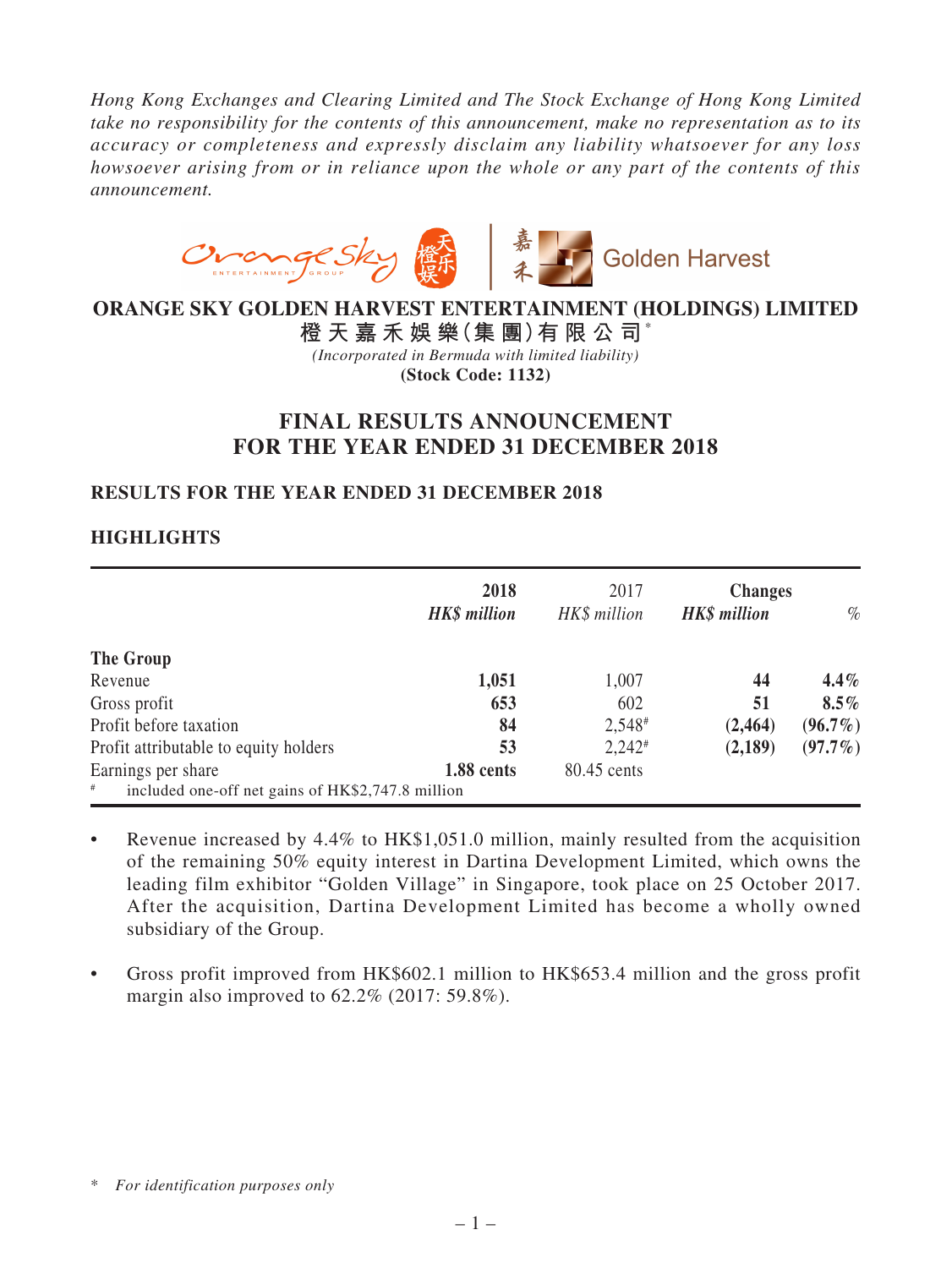*Hong Kong Exchanges and Clearing Limited and The Stock Exchange of Hong Kong Limited take no responsibility for the contents of this announcement, make no representation as to its accuracy or completeness and expressly disclaim any liability whatsoever for any loss howsoever arising from or in reliance upon the whole or any part of the contents of this announcement.*

**ORANGE SKY GOLDEN HARVEST ENTERTAINMENT (HOLDINGS) LIMITED**
**橙天嘉禾娛樂(集團)有限公司***
*(Incorporated in Bermuda with limited liability)*
**(Stock Code: 1132)**

# FINAL RESULTS ANNOUNCEMENT FOR THE YEAR ENDED 31 DECEMBER 2018

## RESULTS FOR THE YEAR ENDED 31 DECEMBER 2018

## HIGHLIGHTS

| | **2018** | 2017 | **Changes** | |
|---|---|---|---|---|
| | ***HK$ million*** | *HK$ million* | ***HK$ million*** | *%* |
| **The Group** | | | | |
| Revenue | **1,051** | 1,007 | **44** | **4.4%** |
| Gross profit | **653** | 602 | **51** | **8.5%** |
| Profit before taxation | **84** | 2,548# | **(2,464)** | **(96.7%)** |
| Profit attributable to equity holders | **53** | 2,242# | **(2,189)** | **(97.7%)** |
| Earnings per share | **1.88 cents** | 80.45 cents | | |

# included one-off net gains of HK$2,747.8 million

- Revenue increased by 4.4% to HK$1,051.0 million, mainly resulted from the acquisition of the remaining 50% equity interest in Dartina Development Limited, which owns the leading film exhibitor "Golden Village" in Singapore, took place on 25 October 2017. After the acquisition, Dartina Development Limited has become a wholly owned subsidiary of the Group.
- Gross profit improved from HK$602.1 million to HK$653.4 million and the gross profit margin also improved to 62.2% (2017: 59.8%).

\* *For identification purposes only*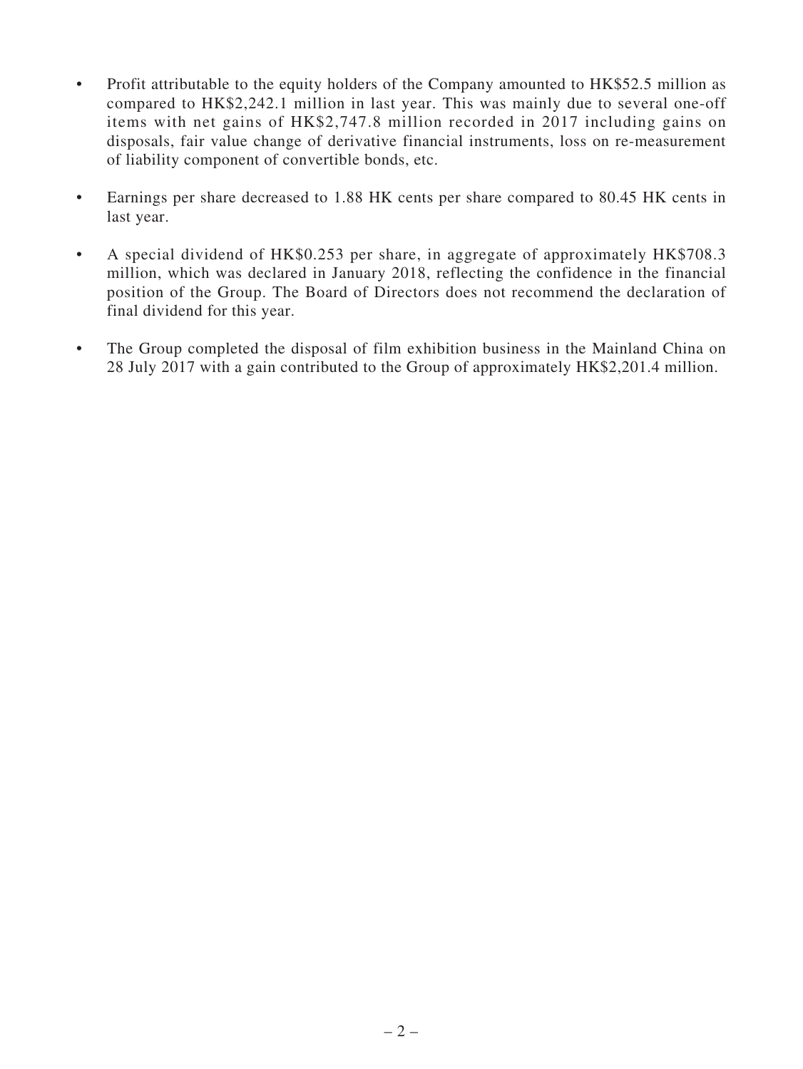- Profit attributable to the equity holders of the Company amounted to HK$52.5 million as compared to HK$2,242.1 million in last year. This was mainly due to several one-off items with net gains of HK$2,747.8 million recorded in 2017 including gains on disposals, fair value change of derivative financial instruments, loss on re-measurement of liability component of convertible bonds, etc.

- Earnings per share decreased to 1.88 HK cents per share compared to 80.45 HK cents in last year.

- A special dividend of HK$0.253 per share, in aggregate of approximately HK$708.3 million, which was declared in January 2018, reflecting the confidence in the financial position of the Group. The Board of Directors does not recommend the declaration of final dividend for this year.

- The Group completed the disposal of film exhibition business in the Mainland China on 28 July 2017 with a gain contributed to the Group of approximately HK$2,201.4 million.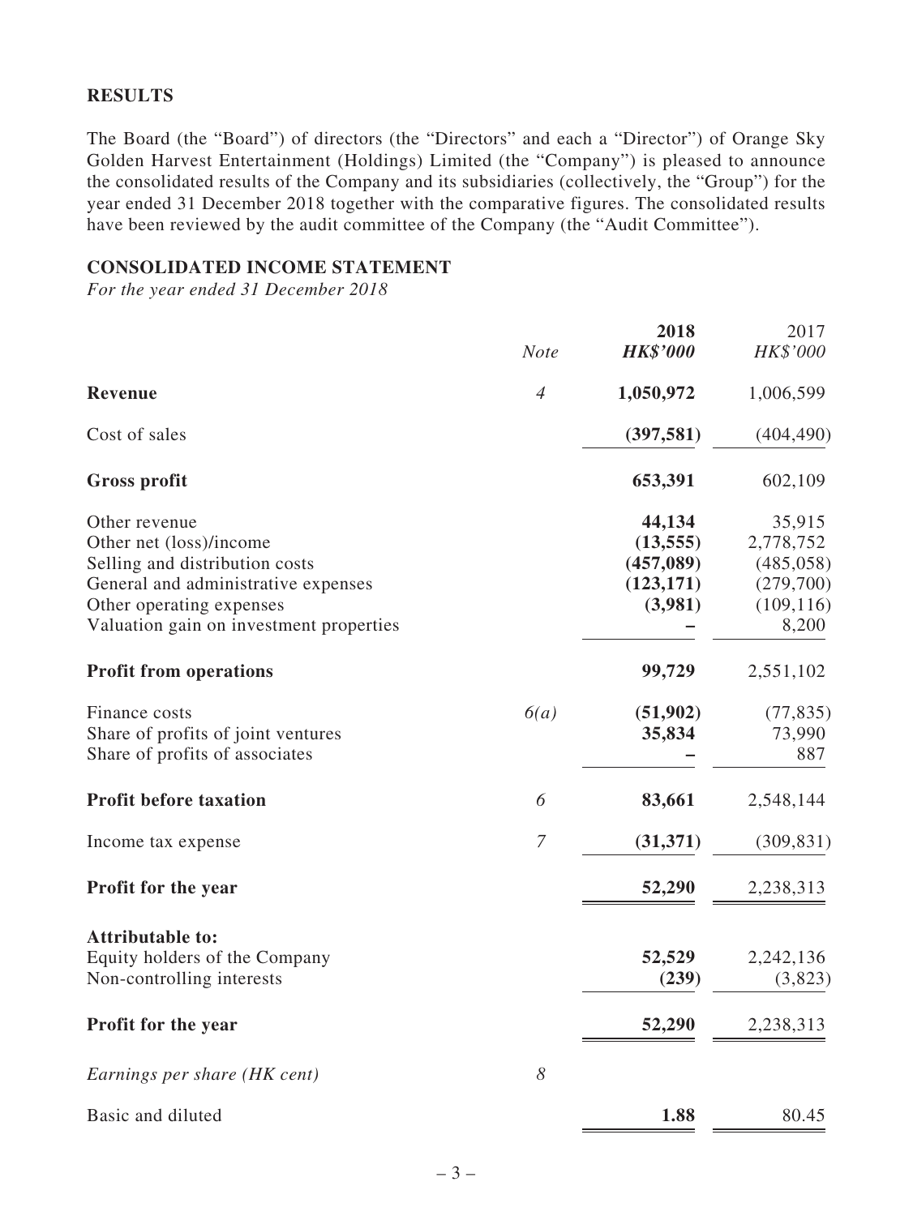## RESULTS

The Board (the "Board") of directors (the "Directors" and each a "Director") of Orange Sky Golden Harvest Entertainment (Holdings) Limited (the "Company") is pleased to announce the consolidated results of the Company and its subsidiaries (collectively, the "Group") for the year ended 31 December 2018 together with the comparative figures. The consolidated results have been reviewed by the audit committee of the Company (the "Audit Committee").

## CONSOLIDATED INCOME STATEMENT

*For the year ended 31 December 2018*

| | *Note* | **2018** ***HK$'000*** | 2017 *HK$'000* |
|---|---|---|---|
| **Revenue** | *4* | **1,050,972** | 1,006,599 |
| Cost of sales | | **(397,581)** | (404,490) |
| **Gross profit** | | **653,391** | 602,109 |
| Other revenue | | **44,134** | 35,915 |
| Other net (loss)/income | | **(13,555)** | 2,778,752 |
| Selling and distribution costs | | **(457,089)** | (485,058) |
| General and administrative expenses | | **(123,171)** | (279,700) |
| Other operating expenses | | **(3,981)** | (109,116) |
| Valuation gain on investment properties | | **–** | 8,200 |
| **Profit from operations** | | **99,729** | 2,551,102 |
| Finance costs | *6(a)* | **(51,902)** | (77,835) |
| Share of profits of joint ventures | | **35,834** | 73,990 |
| Share of profits of associates | | **–** | 887 |
| **Profit before taxation** | *6* | **83,661** | 2,548,144 |
| Income tax expense | *7* | **(31,371)** | (309,831) |
| **Profit for the year** | | **52,290** | 2,238,313 |
| **Attributable to:** | | | |
| Equity holders of the Company | | **52,529** | 2,242,136 |
| Non-controlling interests | | **(239)** | (3,823) |
| **Profit for the year** | | **52,290** | 2,238,313 |
| *Earnings per share (HK cent)* | *8* | | |
| Basic and diluted | | **1.88** | 80.45 |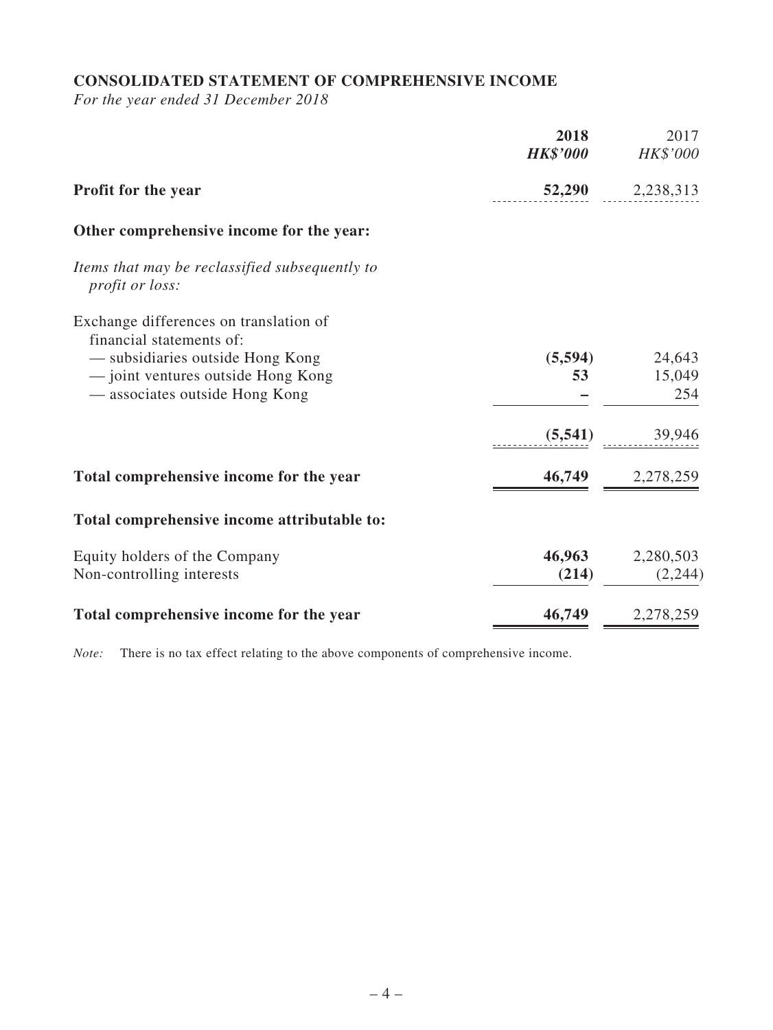## CONSOLIDATED STATEMENT OF COMPREHENSIVE INCOME

*For the year ended 31 December 2018*

| | **2018** | 2017 |
|---|---|---|
| | ***HK$'000*** | *HK$'000* |
| **Profit for the year** | **52,290** | 2,238,313 |
| **Other comprehensive income for the year:** | | |
| *Items that may be reclassified subsequently to profit or loss:* | | |
| Exchange differences on translation of financial statements of: | | |
| — subsidiaries outside Hong Kong | **(5,594)** | 24,643 |
| — joint ventures outside Hong Kong | **53** | 15,049 |
| — associates outside Hong Kong | **–** | 254 |
| | **(5,541)** | 39,946 |
| **Total comprehensive income for the year** | **46,749** | 2,278,259 |
| **Total comprehensive income attributable to:** | | |
| Equity holders of the Company | **46,963** | 2,280,503 |
| Non-controlling interests | **(214)** | (2,244) |
| **Total comprehensive income for the year** | **46,749** | 2,278,259 |

*Note:* There is no tax effect relating to the above components of comprehensive income.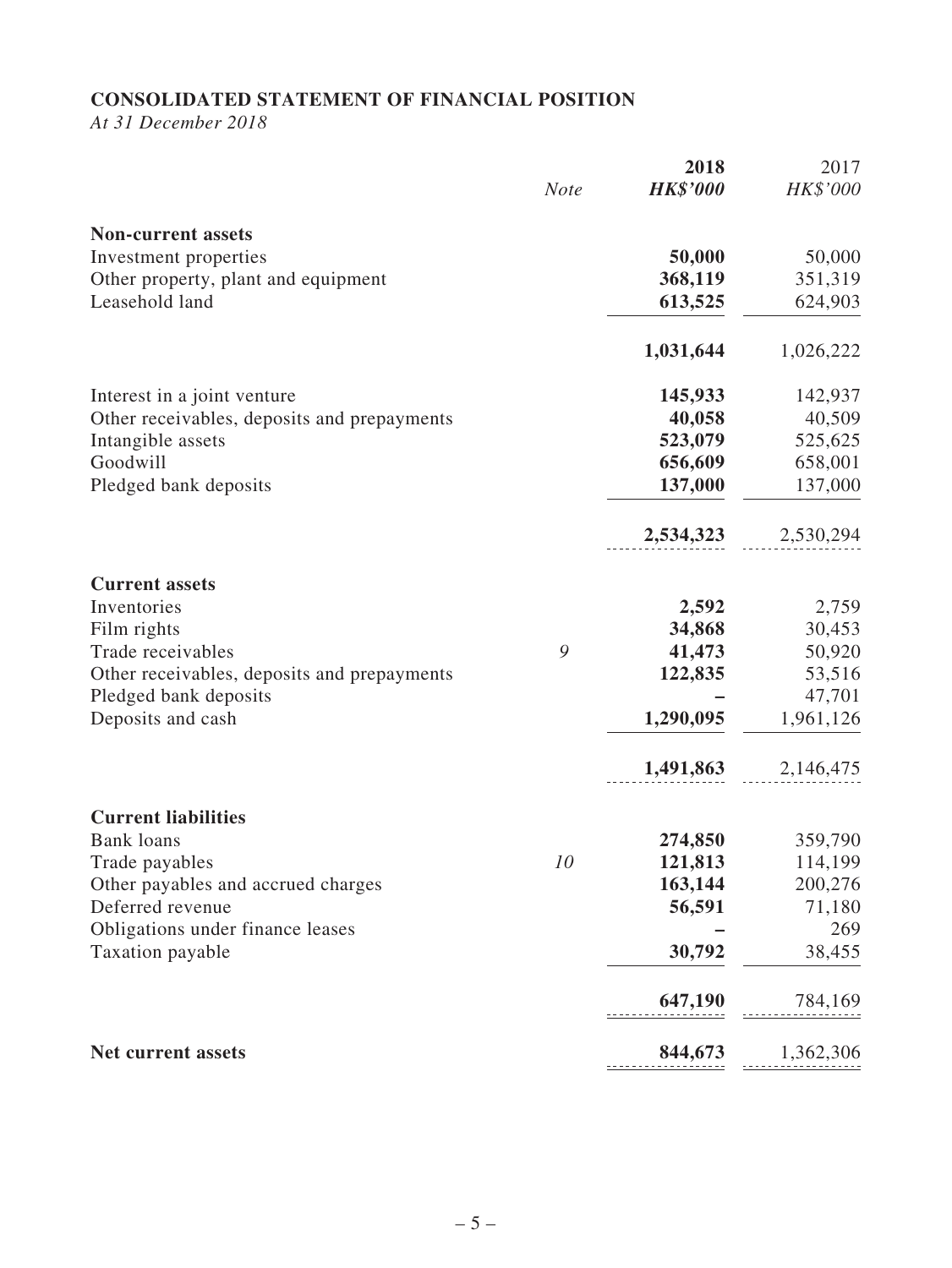**CONSOLIDATED STATEMENT OF FINANCIAL POSITION**

*At 31 December 2018*

| | *Note* | **2018** **HK$'000** | 2017 *HK$'000* |
|---|---|---|---|
| **Non-current assets** | | | |
| Investment properties | | **50,000** | 50,000 |
| Other property, plant and equipment | | **368,119** | 351,319 |
| Leasehold land | | **613,525** | 624,903 |
| | | **1,031,644** | 1,026,222 |
| Interest in a joint venture | | **145,933** | 142,937 |
| Other receivables, deposits and prepayments | | **40,058** | 40,509 |
| Intangible assets | | **523,079** | 525,625 |
| Goodwill | | **656,609** | 658,001 |
| Pledged bank deposits | | **137,000** | 137,000 |
| | | **2,534,323** | 2,530,294 |
| **Current assets** | | | |
| Inventories | | **2,592** | 2,759 |
| Film rights | | **34,868** | 30,453 |
| Trade receivables | 9 | **41,473** | 50,920 |
| Other receivables, deposits and prepayments | | **122,835** | 53,516 |
| Pledged bank deposits | | **–** | 47,701 |
| Deposits and cash | | **1,290,095** | 1,961,126 |
| | | **1,491,863** | 2,146,475 |
| **Current liabilities** | | | |
| Bank loans | | **274,850** | 359,790 |
| Trade payables | 10 | **121,813** | 114,199 |
| Other payables and accrued charges | | **163,144** | 200,276 |
| Deferred revenue | | **56,591** | 71,180 |
| Obligations under finance leases | | **–** | 269 |
| Taxation payable | | **30,792** | 38,455 |
| | | **647,190** | 784,169 |
| **Net current assets** | | **844,673** | 1,362,306 |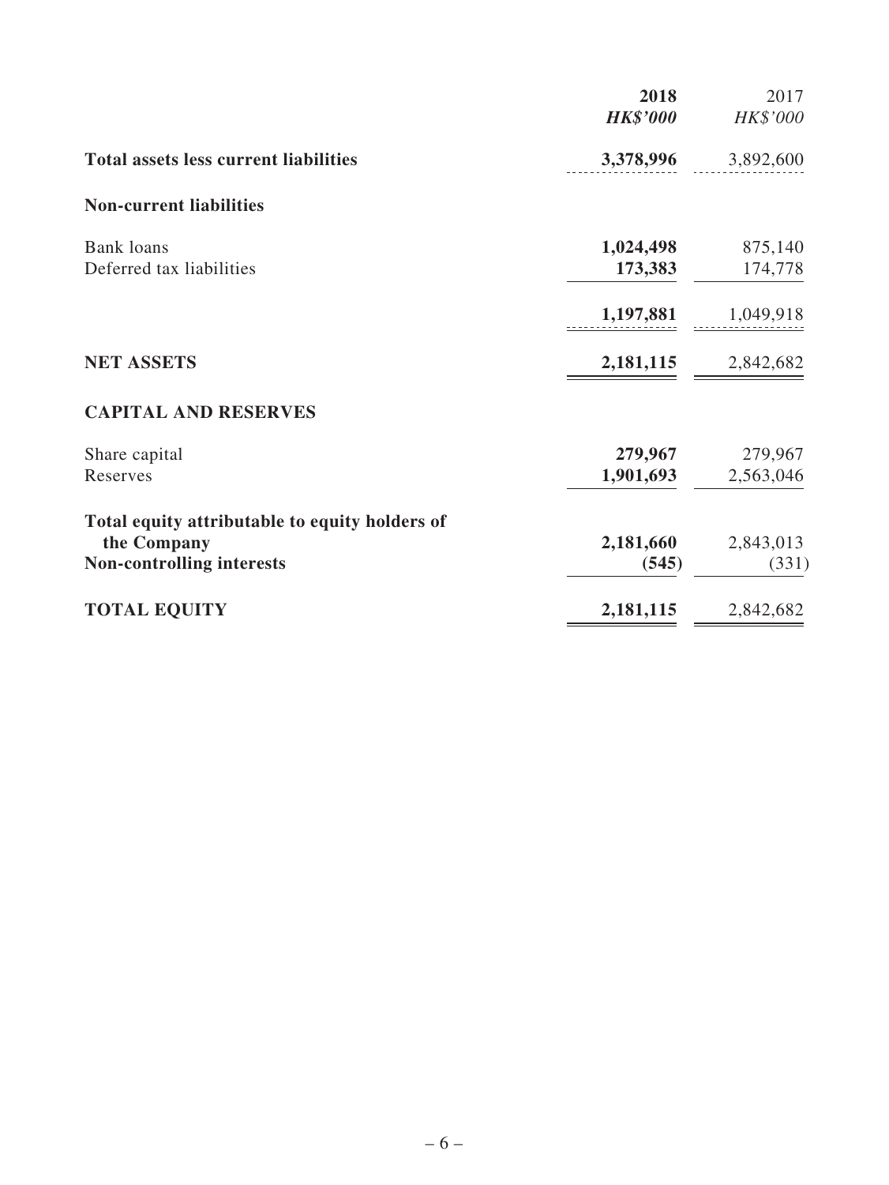| | 2018<br>*HK$'000* | 2017<br>*HK$'000* |
|---|---|---|
| **Total assets less current liabilities** | **3,378,996** | 3,892,600 |
| **Non-current liabilities** | | |
| Bank loans | **1,024,498** | 875,140 |
| Deferred tax liabilities | **173,383** | 174,778 |
| | **1,197,881** | 1,049,918 |
| **NET ASSETS** | **2,181,115** | 2,842,682 |
| **CAPITAL AND RESERVES** | | |
| Share capital | **279,967** | 279,967 |
| Reserves | **1,901,693** | 2,563,046 |
| **Total equity attributable to equity holders of the Company** | **2,181,660** | 2,843,013 |
| **Non-controlling interests** | **(545)** | (331) |
| **TOTAL EQUITY** | **2,181,115** | 2,842,682 |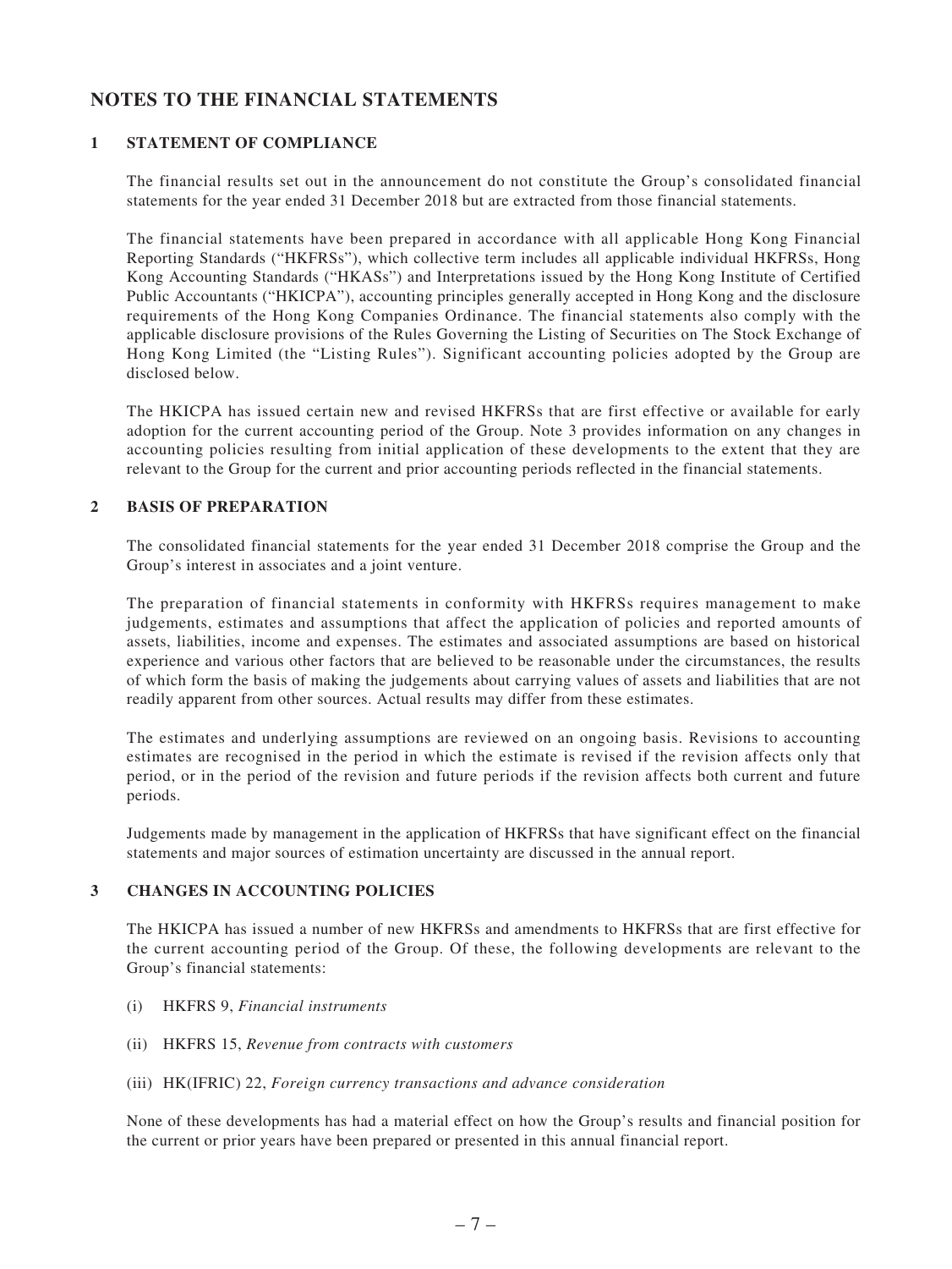# NOTES TO THE FINANCIAL STATEMENTS

## 1 STATEMENT OF COMPLIANCE

The financial results set out in the announcement do not constitute the Group's consolidated financial statements for the year ended 31 December 2018 but are extracted from those financial statements.

The financial statements have been prepared in accordance with all applicable Hong Kong Financial Reporting Standards ("HKFRSs"), which collective term includes all applicable individual HKFRSs, Hong Kong Accounting Standards ("HKASs") and Interpretations issued by the Hong Kong Institute of Certified Public Accountants ("HKICPA"), accounting principles generally accepted in Hong Kong and the disclosure requirements of the Hong Kong Companies Ordinance. The financial statements also comply with the applicable disclosure provisions of the Rules Governing the Listing of Securities on The Stock Exchange of Hong Kong Limited (the "Listing Rules"). Significant accounting policies adopted by the Group are disclosed below.

The HKICPA has issued certain new and revised HKFRSs that are first effective or available for early adoption for the current accounting period of the Group. Note 3 provides information on any changes in accounting policies resulting from initial application of these developments to the extent that they are relevant to the Group for the current and prior accounting periods reflected in the financial statements.

## 2 BASIS OF PREPARATION

The consolidated financial statements for the year ended 31 December 2018 comprise the Group and the Group's interest in associates and a joint venture.

The preparation of financial statements in conformity with HKFRSs requires management to make judgements, estimates and assumptions that affect the application of policies and reported amounts of assets, liabilities, income and expenses. The estimates and associated assumptions are based on historical experience and various other factors that are believed to be reasonable under the circumstances, the results of which form the basis of making the judgements about carrying values of assets and liabilities that are not readily apparent from other sources. Actual results may differ from these estimates.

The estimates and underlying assumptions are reviewed on an ongoing basis. Revisions to accounting estimates are recognised in the period in which the estimate is revised if the revision affects only that period, or in the period of the revision and future periods if the revision affects both current and future periods.

Judgements made by management in the application of HKFRSs that have significant effect on the financial statements and major sources of estimation uncertainty are discussed in the annual report.

## 3 CHANGES IN ACCOUNTING POLICIES

The HKICPA has issued a number of new HKFRSs and amendments to HKFRSs that are first effective for the current accounting period of the Group. Of these, the following developments are relevant to the Group's financial statements:

(i) HKFRS 9, *Financial instruments*

(ii) HKFRS 15, *Revenue from contracts with customers*

(iii) HK(IFRIC) 22, *Foreign currency transactions and advance consideration*

None of these developments has had a material effect on how the Group's results and financial position for the current or prior years have been prepared or presented in this annual financial report.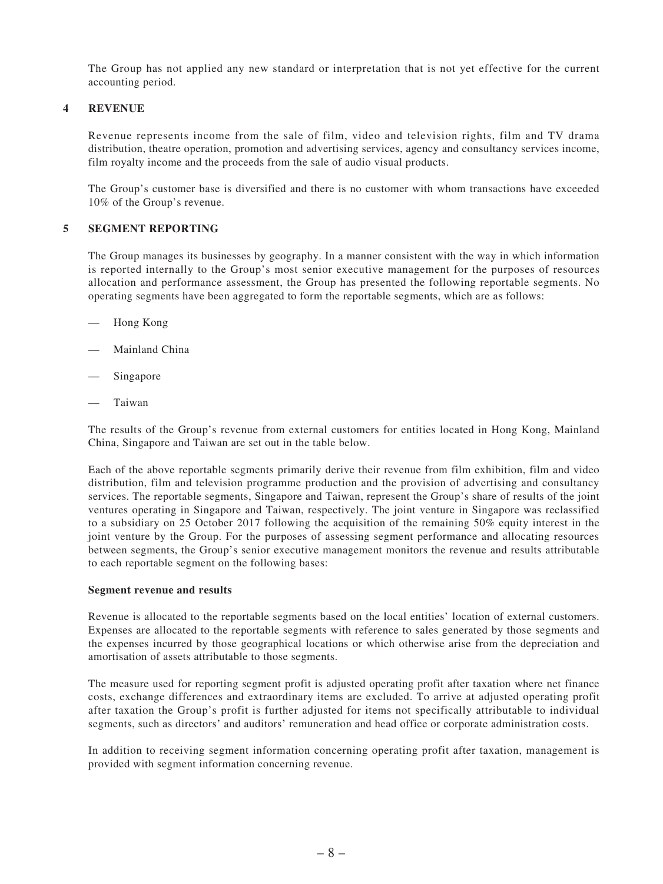The Group has not applied any new standard or interpretation that is not yet effective for the current accounting period.

## 4 REVENUE

Revenue represents income from the sale of film, video and television rights, film and TV drama distribution, theatre operation, promotion and advertising services, agency and consultancy services income, film royalty income and the proceeds from the sale of audio visual products.

The Group's customer base is diversified and there is no customer with whom transactions have exceeded 10% of the Group's revenue.

## 5 SEGMENT REPORTING

The Group manages its businesses by geography. In a manner consistent with the way in which information is reported internally to the Group's most senior executive management for the purposes of resources allocation and performance assessment, the Group has presented the following reportable segments. No operating segments have been aggregated to form the reportable segments, which are as follows:

- Hong Kong
- Mainland China
- Singapore
- Taiwan

The results of the Group's revenue from external customers for entities located in Hong Kong, Mainland China, Singapore and Taiwan are set out in the table below.

Each of the above reportable segments primarily derive their revenue from film exhibition, film and video distribution, film and television programme production and the provision of advertising and consultancy services. The reportable segments, Singapore and Taiwan, represent the Group's share of results of the joint ventures operating in Singapore and Taiwan, respectively. The joint venture in Singapore was reclassified to a subsidiary on 25 October 2017 following the acquisition of the remaining 50% equity interest in the joint venture by the Group. For the purposes of assessing segment performance and allocating resources between segments, the Group's senior executive management monitors the revenue and results attributable to each reportable segment on the following bases:

**Segment revenue and results**

Revenue is allocated to the reportable segments based on the local entities' location of external customers. Expenses are allocated to the reportable segments with reference to sales generated by those segments and the expenses incurred by those geographical locations or which otherwise arise from the depreciation and amortisation of assets attributable to those segments.

The measure used for reporting segment profit is adjusted operating profit after taxation where net finance costs, exchange differences and extraordinary items are excluded. To arrive at adjusted operating profit after taxation the Group's profit is further adjusted for items not specifically attributable to individual segments, such as directors' and auditors' remuneration and head office or corporate administration costs.

In addition to receiving segment information concerning operating profit after taxation, management is provided with segment information concerning revenue.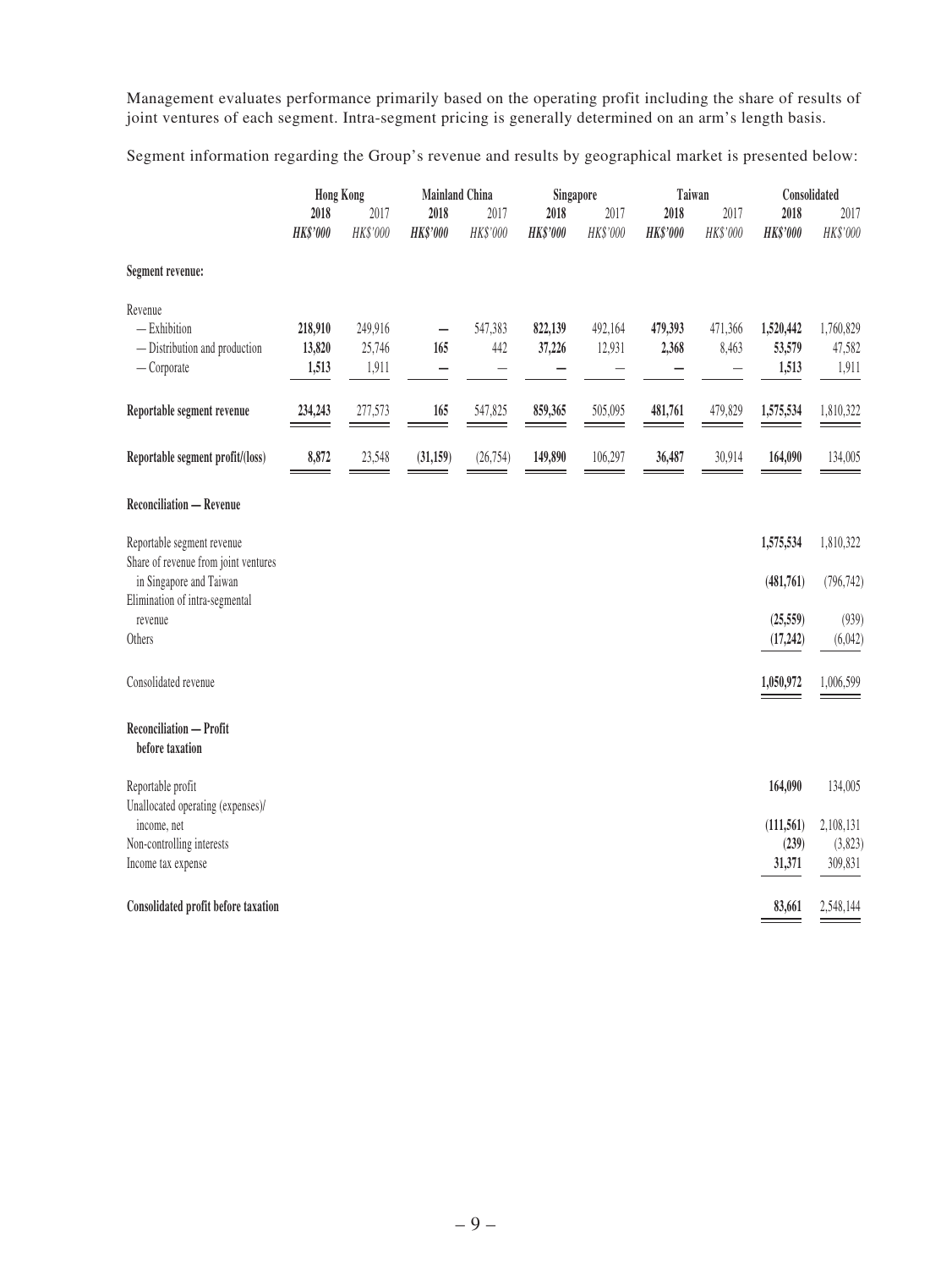Management evaluates performance primarily based on the operating profit including the share of results of joint ventures of each segment. Intra-segment pricing is generally determined on an arm's length basis.

Segment information regarding the Group's revenue and results by geographical market is presented below:

| | Hong Kong | | Mainland China | | Singapore | | Taiwan | | Consolidated | |
|---|---|---|---|---|---|---|---|---|---|---|
| | **2018** | 2017 | **2018** | 2017 | **2018** | 2017 | **2018** | 2017 | **2018** | 2017 |
| | ***HK$'000*** | *HK$'000* | ***HK$'000*** | *HK$'000* | ***HK$'000*** | *HK$'000* | ***HK$'000*** | *HK$'000* | ***HK$'000*** | *HK$'000* |
| **Segment revenue:** | | | | | | | | | | |
| Revenue | | | | | | | | | | |
| — Exhibition | **218,910** | 249,916 | **—** | 547,383 | **822,139** | 492,164 | **479,393** | 471,366 | **1,520,442** | 1,760,829 |
| — Distribution and production | **13,820** | 25,746 | **165** | 442 | **37,226** | 12,931 | **2,368** | 8,463 | **53,579** | 47,582 |
| — Corporate | **1,513** | 1,911 | **—** | — | **—** | — | **—** | — | **1,513** | 1,911 |
| **Reportable segment revenue** | **234,243** | 277,573 | **165** | 547,825 | **859,365** | 505,095 | **481,761** | 479,829 | **1,575,534** | 1,810,322 |
| **Reportable segment profit/(loss)** | **8,872** | 23,548 | **(31,159)** | (26,754) | **149,890** | 106,297 | **36,487** | 30,914 | **164,090** | 134,005 |
| **Reconciliation — Revenue** | | | | | | | | | | |
| Reportable segment revenue | | | | | | | | | **1,575,534** | 1,810,322 |
| Share of revenue from joint ventures in Singapore and Taiwan | | | | | | | | | **(481,761)** | (796,742) |
| Elimination of intra-segmental revenue | | | | | | | | | **(25,559)** | (939) |
| Others | | | | | | | | | **(17,242)** | (6,042) |
| Consolidated revenue | | | | | | | | | **1,050,972** | 1,006,599 |
| **Reconciliation — Profit before taxation** | | | | | | | | | | |
| Reportable profit | | | | | | | | | **164,090** | 134,005 |
| Unallocated operating (expenses)/ income, net | | | | | | | | | **(111,561)** | 2,108,131 |
| Non-controlling interests | | | | | | | | | **(239)** | (3,823) |
| Income tax expense | | | | | | | | | **31,371** | 309,831 |
| **Consolidated profit before taxation** | | | | | | | | | **83,661** | 2,548,144 |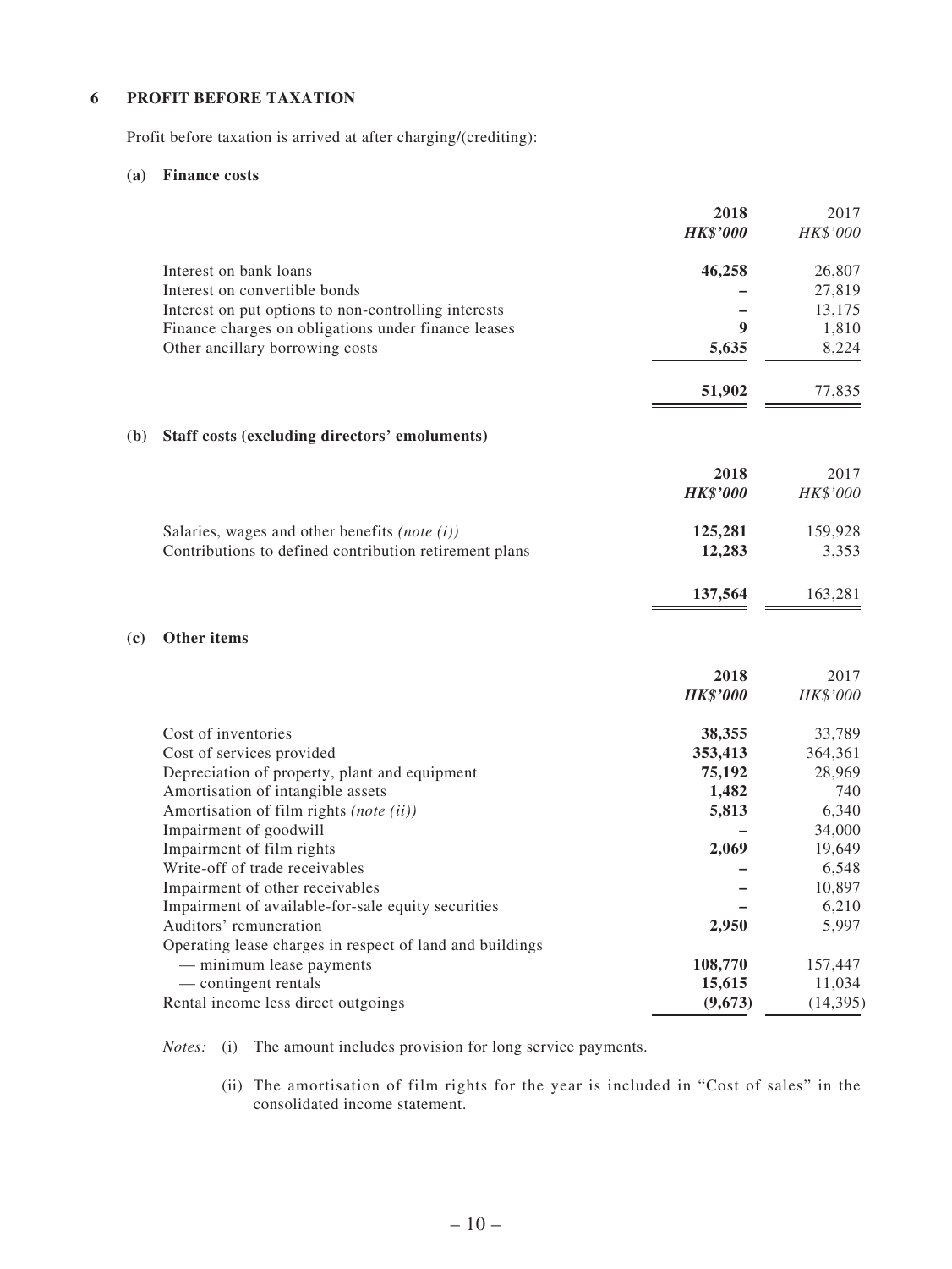## 6 PROFIT BEFORE TAXATION

Profit before taxation is arrived at after charging/(crediting):

### (a) Finance costs

| | **2018** | 2017 |
|---|---|---|
| | ***HK$'000*** | *HK$'000* |
| Interest on bank loans | **46,258** | 26,807 |
| Interest on convertible bonds | **–** | 27,819 |
| Interest on put options to non-controlling interests | **–** | 13,175 |
| Finance charges on obligations under finance leases | **9** | 1,810 |
| Other ancillary borrowing costs | **5,635** | 8,224 |
| | **51,902** | 77,835 |

### (b) Staff costs (excluding directors' emoluments)

| | **2018** | 2017 |
|---|---|---|
| | ***HK$'000*** | *HK$'000* |
| Salaries, wages and other benefits *(note (i))* | **125,281** | 159,928 |
| Contributions to defined contribution retirement plans | **12,283** | 3,353 |
| | **137,564** | 163,281 |

### (c) Other items

| | **2018** | 2017 |
|---|---|---|
| | ***HK$'000*** | *HK$'000* |
| Cost of inventories | **38,355** | 33,789 |
| Cost of services provided | **353,413** | 364,361 |
| Depreciation of property, plant and equipment | **75,192** | 28,969 |
| Amortisation of intangible assets | **1,482** | 740 |
| Amortisation of film rights *(note (ii))* | **5,813** | 6,340 |
| Impairment of goodwill | **–** | 34,000 |
| Impairment of film rights | **2,069** | 19,649 |
| Write-off of trade receivables | **–** | 6,548 |
| Impairment of other receivables | **–** | 10,897 |
| Impairment of available-for-sale equity securities | **–** | 6,210 |
| Auditors' remuneration | **2,950** | 5,997 |
| Operating lease charges in respect of land and buildings | | |
| — minimum lease payments | **108,770** | 157,447 |
| — contingent rentals | **15,615** | 11,034 |
| Rental income less direct outgoings | **(9,673)** | (14,395) |

*Notes:* (i) The amount includes provision for long service payments.

(ii) The amortisation of film rights for the year is included in "Cost of sales" in the consolidated income statement.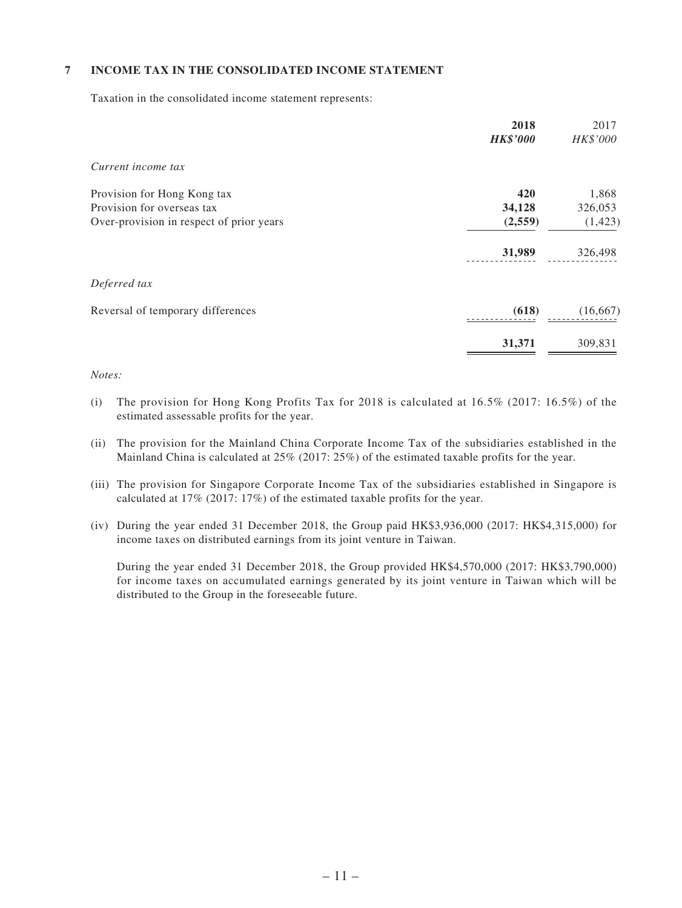## 7 INCOME TAX IN THE CONSOLIDATED INCOME STATEMENT

Taxation in the consolidated income statement represents:

| | **2018** | 2017 |
|---|---|---|
| | ***HK$'000*** | *HK$'000* |
| *Current income tax* | | |
| Provision for Hong Kong tax | **420** | 1,868 |
| Provision for overseas tax | **34,128** | 326,053 |
| Over-provision in respect of prior years | **(2,559)** | (1,423) |
| | **31,989** | 326,498 |
| *Deferred tax* | | |
| Reversal of temporary differences | **(618)** | (16,667) |
| | **31,371** | 309,831 |

*Notes:*

(i) The provision for Hong Kong Profits Tax for 2018 is calculated at 16.5% (2017: 16.5%) of the estimated assessable profits for the year.

(ii) The provision for the Mainland China Corporate Income Tax of the subsidiaries established in the Mainland China is calculated at 25% (2017: 25%) of the estimated taxable profits for the year.

(iii) The provision for Singapore Corporate Income Tax of the subsidiaries established in Singapore is calculated at 17% (2017: 17%) of the estimated taxable profits for the year.

(iv) During the year ended 31 December 2018, the Group paid HK$3,936,000 (2017: HK$4,315,000) for income taxes on distributed earnings from its joint venture in Taiwan.

During the year ended 31 December 2018, the Group provided HK$4,570,000 (2017: HK$3,790,000) for income taxes on accumulated earnings generated by its joint venture in Taiwan which will be distributed to the Group in the foreseeable future.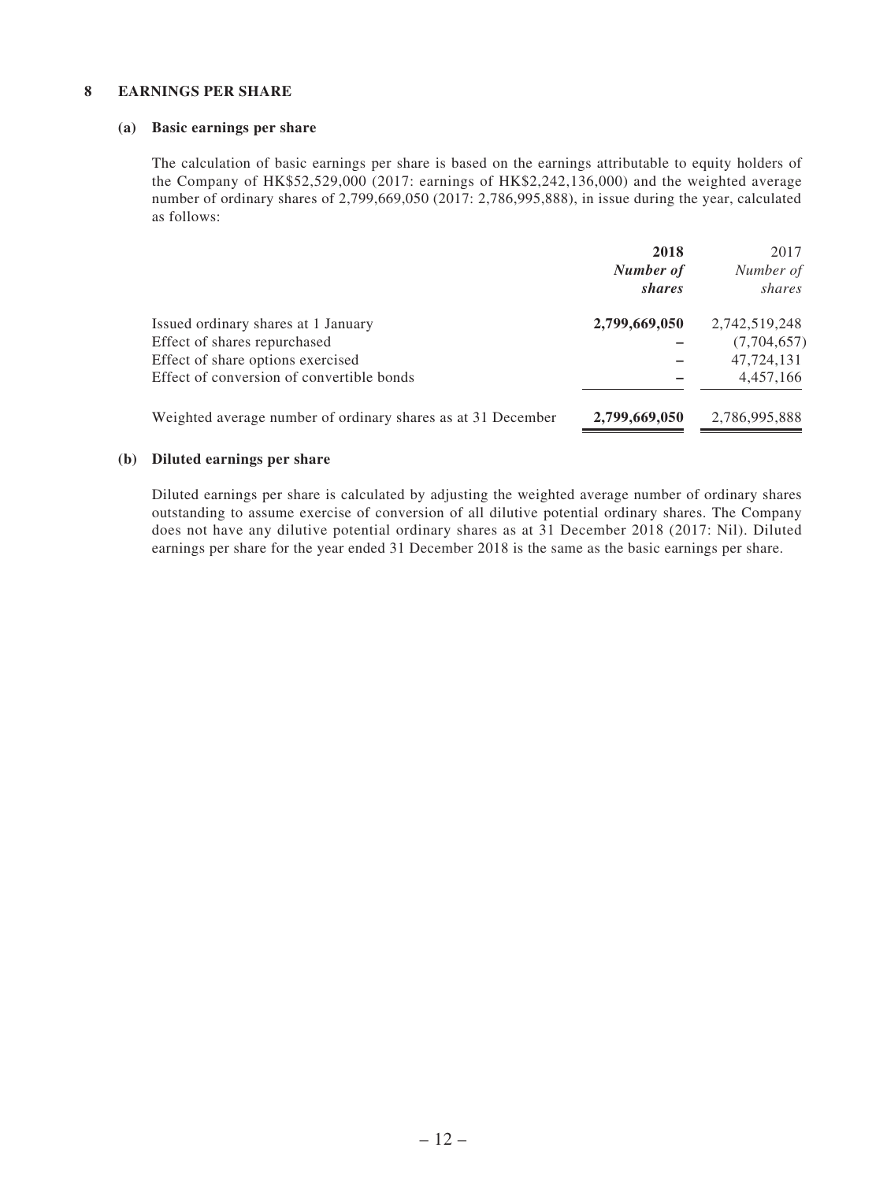## 8 EARNINGS PER SHARE

### (a) Basic earnings per share

The calculation of basic earnings per share is based on the earnings attributable to equity holders of the Company of HK$52,529,000 (2017: earnings of HK$2,242,136,000) and the weighted average number of ordinary shares of 2,799,669,050 (2017: 2,786,995,888), in issue during the year, calculated as follows:

| | **2018** | 2017 |
|---|---|---|
| | ***Number of shares*** | *Number of shares* |
| Issued ordinary shares at 1 January | **2,799,669,050** | 2,742,519,248 |
| Effect of shares repurchased | **–** | (7,704,657) |
| Effect of share options exercised | **–** | 47,724,131 |
| Effect of conversion of convertible bonds | **–** | 4,457,166 |
| Weighted average number of ordinary shares as at 31 December | **2,799,669,050** | 2,786,995,888 |

### (b) Diluted earnings per share

Diluted earnings per share is calculated by adjusting the weighted average number of ordinary shares outstanding to assume exercise of conversion of all dilutive potential ordinary shares. The Company does not have any dilutive potential ordinary shares as at 31 December 2018 (2017: Nil). Diluted earnings per share for the year ended 31 December 2018 is the same as the basic earnings per share.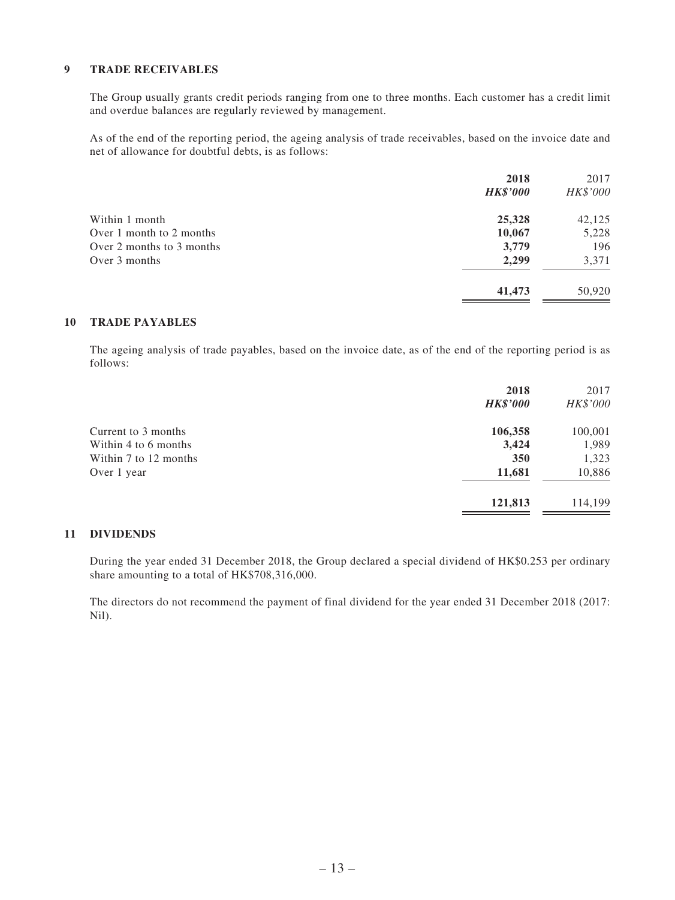## 9 TRADE RECEIVABLES

The Group usually grants credit periods ranging from one to three months. Each customer has a credit limit and overdue balances are regularly reviewed by management.

As of the end of the reporting period, the ageing analysis of trade receivables, based on the invoice date and net of allowance for doubtful debts, is as follows:

| | **2018** | 2017 |
|---|---|---|
| | ***HK$'000*** | *HK$'000* |
| Within 1 month | **25,328** | 42,125 |
| Over 1 month to 2 months | **10,067** | 5,228 |
| Over 2 months to 3 months | **3,779** | 196 |
| Over 3 months | **2,299** | 3,371 |
| | **41,473** | 50,920 |

## 10 TRADE PAYABLES

The ageing analysis of trade payables, based on the invoice date, as of the end of the reporting period is as follows:

| | **2018** | 2017 |
|---|---|---|
| | ***HK$'000*** | *HK$'000* |
| Current to 3 months | **106,358** | 100,001 |
| Within 4 to 6 months | **3,424** | 1,989 |
| Within 7 to 12 months | **350** | 1,323 |
| Over 1 year | **11,681** | 10,886 |
| | **121,813** | 114,199 |

## 11 DIVIDENDS

During the year ended 31 December 2018, the Group declared a special dividend of HK$0.253 per ordinary share amounting to a total of HK$708,316,000.

The directors do not recommend the payment of final dividend for the year ended 31 December 2018 (2017: Nil).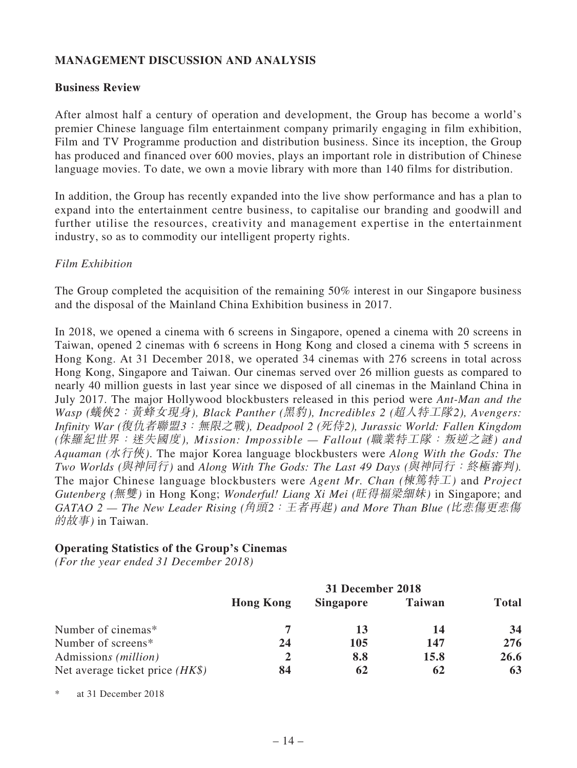## MANAGEMENT DISCUSSION AND ANALYSIS

### Business Review

After almost half a century of operation and development, the Group has become a world's premier Chinese language film entertainment company primarily engaging in film exhibition, Film and TV Programme production and distribution business. Since its inception, the Group has produced and financed over 600 movies, plays an important role in distribution of Chinese language movies. To date, we own a movie library with more than 140 films for distribution.

In addition, the Group has recently expanded into the live show performance and has a plan to expand into the entertainment centre business, to capitalise our branding and goodwill and further utilise the resources, creativity and management expertise in the entertainment industry, so as to commodity our intelligent property rights.

*Film Exhibition*

The Group completed the acquisition of the remaining 50% interest in our Singapore business and the disposal of the Mainland China Exhibition business in 2017.

In 2018, we opened a cinema with 6 screens in Singapore, opened a cinema with 20 screens in Taiwan, opened 2 cinemas with 6 screens in Hong Kong and closed a cinema with 5 screens in Hong Kong. At 31 December 2018, we operated 34 cinemas with 276 screens in total across Hong Kong, Singapore and Taiwan. Our cinemas served over 26 million guests as compared to nearly 40 million guests in last year since we disposed of all cinemas in the Mainland China in July 2017. The major Hollywood blockbusters released in this period were *Ant-Man and the Wasp (蟻俠2：黃蜂女現身), Black Panther (黑豹), Incredibles 2 (超人特工隊2), Avengers: Infinity War (復仇者聯盟3：無限之戰), Deadpool 2 (死侍2), Jurassic World: Fallen Kingdom (侏羅紀世界：迷失國度), Mission: Impossible — Fallout (職業特工隊：叛逆之謎) and Aquaman (水行俠)*. The major Korea language blockbusters were *Along With the Gods: The Two Worlds (與神同行)* and *Along With The Gods: The Last 49 Days (與神同行：終極審判).* The major Chinese language blockbusters were *Agent Mr. Chan (棟篤特工)* and *Project Gutenberg (無雙)* in Hong Kong; *Wonderful! Liang Xi Mei (旺得福梁細妹)* in Singapore; and *GATAO 2 — The New Leader Rising (角頭2：王者再起) and More Than Blue (比悲傷更悲傷的故事)* in Taiwan.

### Operating Statistics of the Group's Cinemas

*(For the year ended 31 December 2018)*

| | 31 December 2018 | | | |
|---|---|---|---|---|
| | **Hong Kong** | **Singapore** | **Taiwan** | **Total** |
| Number of cinemas* | **7** | **13** | **14** | **34** |
| Number of screens* | **24** | **105** | **147** | **276** |
| Admissions *(million)* | **2** | **8.8** | **15.8** | **26.6** |
| Net average ticket price *(HK$)* | **84** | **62** | **62** | **63** |

\* at 31 December 2018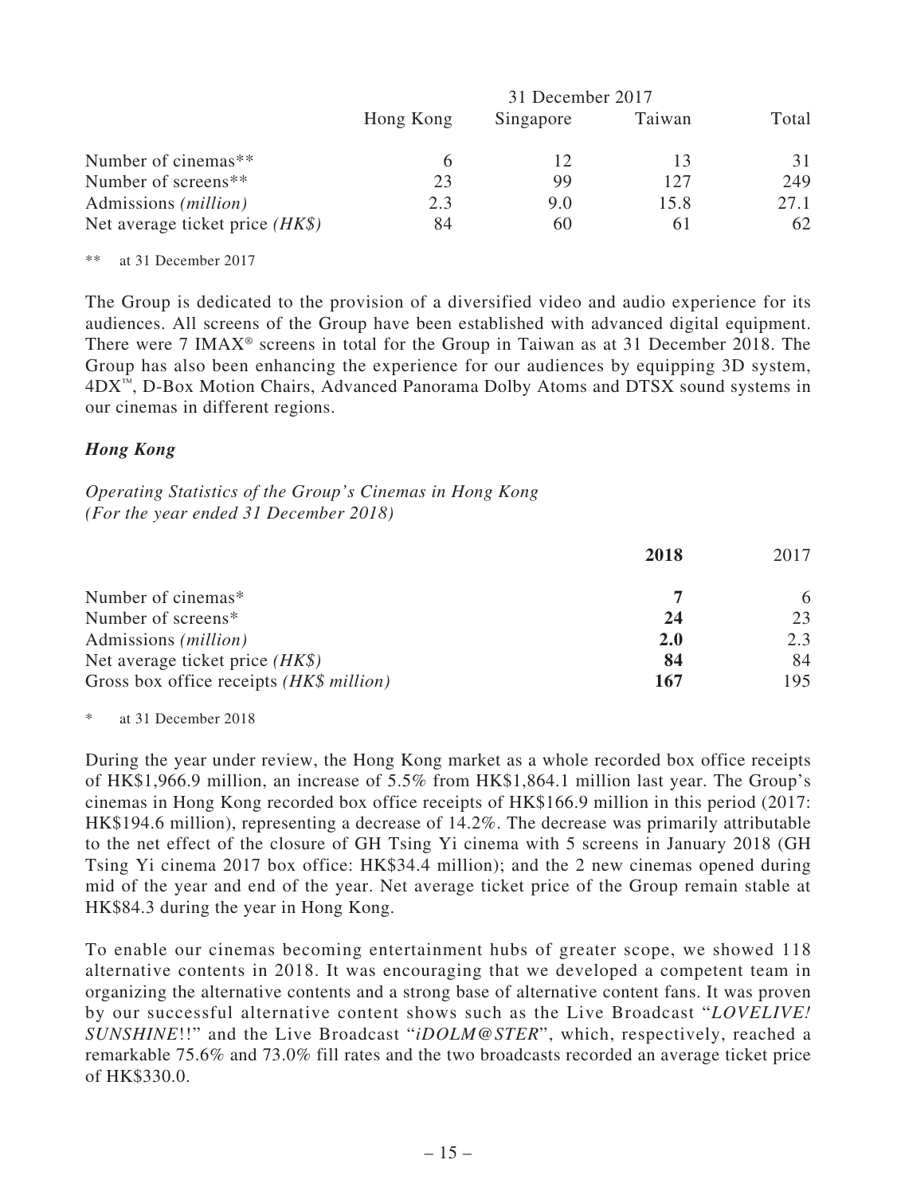| | 31 December 2017 | | | |
|---|---|---|---|---|
| | Hong Kong | Singapore | Taiwan | Total |
| Number of cinemas** | 6 | 12 | 13 | 31 |
| Number of screens** | 23 | 99 | 127 | 249 |
| Admissions *(million)* | 2.3 | 9.0 | 15.8 | 27.1 |
| Net average ticket price *(HK$)* | 84 | 60 | 61 | 62 |

** at 31 December 2017

The Group is dedicated to the provision of a diversified video and audio experience for its audiences. All screens of the Group have been established with advanced digital equipment. There were 7 IMAX® screens in total for the Group in Taiwan as at 31 December 2018. The Group has also been enhancing the experience for our audiences by equipping 3D system, 4DX™, D-Box Motion Chairs, Advanced Panorama Dolby Atoms and DTSX sound systems in our cinemas in different regions.

***Hong Kong***

*Operating Statistics of the Group's Cinemas in Hong Kong*
*(For the year ended 31 December 2018)*

| | **2018** | 2017 |
|---|---|---|
| Number of cinemas* | **7** | 6 |
| Number of screens* | **24** | 23 |
| Admissions *(million)* | **2.0** | 2.3 |
| Net average ticket price *(HK$)* | **84** | 84 |
| Gross box office receipts *(HK$ million)* | **167** | 195 |

* at 31 December 2018

During the year under review, the Hong Kong market as a whole recorded box office receipts of HK$1,966.9 million, an increase of 5.5% from HK$1,864.1 million last year. The Group's cinemas in Hong Kong recorded box office receipts of HK$166.9 million in this period (2017: HK$194.6 million), representing a decrease of 14.2%. The decrease was primarily attributable to the net effect of the closure of GH Tsing Yi cinema with 5 screens in January 2018 (GH Tsing Yi cinema 2017 box office: HK$34.4 million); and the 2 new cinemas opened during mid of the year and end of the year. Net average ticket price of the Group remain stable at HK$84.3 during the year in Hong Kong.

To enable our cinemas becoming entertainment hubs of greater scope, we showed 118 alternative contents in 2018. It was encouraging that we developed a competent team in organizing the alternative contents and a strong base of alternative content fans. It was proven by our successful alternative content shows such as the Live Broadcast "*LOVELIVE! SUNSHINE*!!" and the Live Broadcast "*iDOLM@STER*", which, respectively, reached a remarkable 75.6% and 73.0% fill rates and the two broadcasts recorded an average ticket price of HK$330.0.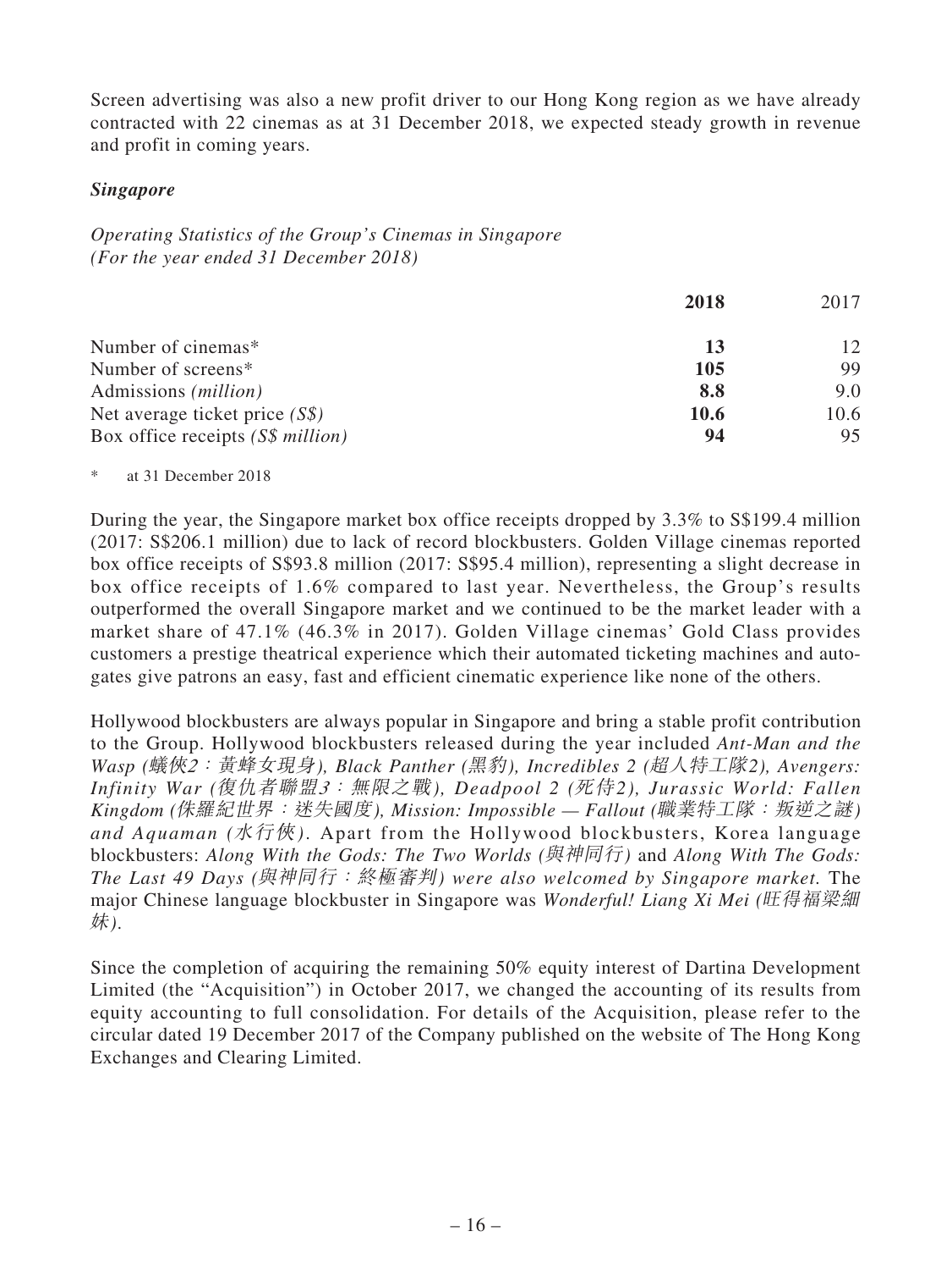Screen advertising was also a new profit driver to our Hong Kong region as we have already contracted with 22 cinemas as at 31 December 2018, we expected steady growth in revenue and profit in coming years.

***Singapore***

*Operating Statistics of the Group's Cinemas in Singapore*
*(For the year ended 31 December 2018)*

| | **2018** | 2017 |
|---|---|---|
| Number of cinemas* | **13** | 12 |
| Number of screens* | **105** | 99 |
| Admissions *(million)* | **8.8** | 9.0 |
| Net average ticket price *(S$)* | **10.6** | 10.6 |
| Box office receipts *(S$ million)* | **94** | 95 |

\* at 31 December 2018

During the year, the Singapore market box office receipts dropped by 3.3% to S$199.4 million (2017: S$206.1 million) due to lack of record blockbusters. Golden Village cinemas reported box office receipts of S$93.8 million (2017: S$95.4 million), representing a slight decrease in box office receipts of 1.6% compared to last year. Nevertheless, the Group's results outperformed the overall Singapore market and we continued to be the market leader with a market share of 47.1% (46.3% in 2017). Golden Village cinemas' Gold Class provides customers a prestige theatrical experience which their automated ticketing machines and auto-gates give patrons an easy, fast and efficient cinematic experience like none of the others.

Hollywood blockbusters are always popular in Singapore and bring a stable profit contribution to the Group. Hollywood blockbusters released during the year included *Ant-Man and the Wasp (蟻俠2：黃蜂女現身), Black Panther (黑豹), Incredibles 2 (超人特工隊2), Avengers: Infinity War (復仇者聯盟3：無限之戰), Deadpool 2 (死侍2), Jurassic World: Fallen Kingdom (侏羅紀世界：迷失國度), Mission: Impossible — Fallout (職業特工隊：叛逆之謎) and Aquaman (水行俠)*. Apart from the Hollywood blockbusters, Korea language blockbusters: *Along With the Gods: The Two Worlds (與神同行)* and *Along With The Gods: The Last 49 Days (與神同行：終極審判) were also welcomed by Singapore market.* The major Chinese language blockbuster in Singapore was *Wonderful! Liang Xi Mei (旺得福梁細妹)*.

Since the completion of acquiring the remaining 50% equity interest of Dartina Development Limited (the "Acquisition") in October 2017, we changed the accounting of its results from equity accounting to full consolidation. For details of the Acquisition, please refer to the circular dated 19 December 2017 of the Company published on the website of The Hong Kong Exchanges and Clearing Limited.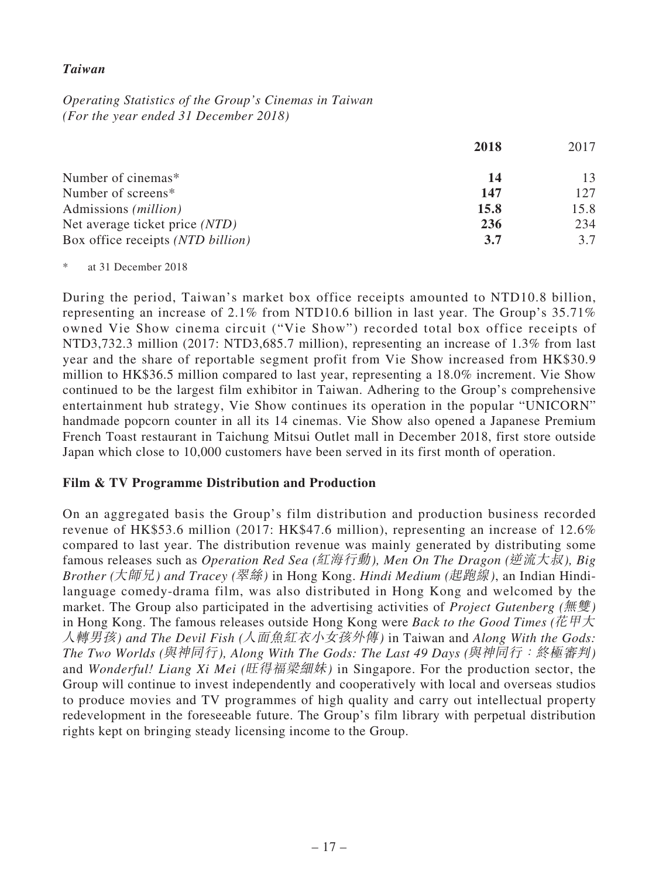### *Taiwan*

*Operating Statistics of the Group's Cinemas in Taiwan*
*(For the year ended 31 December 2018)*

| | **2018** | 2017 |
|---|---|---|
| Number of cinemas* | **14** | 13 |
| Number of screens* | **147** | 127 |
| Admissions *(million)* | **15.8** | 15.8 |
| Net average ticket price *(NTD)* | **236** | 234 |
| Box office receipts *(NTD billion)* | **3.7** | 3.7 |

\* at 31 December 2018

During the period, Taiwan's market box office receipts amounted to NTD10.8 billion, representing an increase of 2.1% from NTD10.6 billion in last year. The Group's 35.71% owned Vie Show cinema circuit ("Vie Show") recorded total box office receipts of NTD3,732.3 million (2017: NTD3,685.7 million), representing an increase of 1.3% from last year and the share of reportable segment profit from Vie Show increased from HK$30.9 million to HK$36.5 million compared to last year, representing a 18.0% increment. Vie Show continued to be the largest film exhibitor in Taiwan. Adhering to the Group's comprehensive entertainment hub strategy, Vie Show continues its operation in the popular "UNICORN" handmade popcorn counter in all its 14 cinemas. Vie Show also opened a Japanese Premium French Toast restaurant in Taichung Mitsui Outlet mall in December 2018, first store outside Japan which close to 10,000 customers have been served in its first month of operation.

## **Film & TV Programme Distribution and Production**

On an aggregated basis the Group's film distribution and production business recorded revenue of HK$53.6 million (2017: HK$47.6 million), representing an increase of 12.6% compared to last year. The distribution revenue was mainly generated by distributing some famous releases such as *Operation Red Sea (紅海行動), Men On The Dragon (逆流大叔), Big Brother (大師兄) and Tracey (翠絲)* in Hong Kong. *Hindi Medium (起跑線)*, an Indian Hindi-language comedy-drama film, was also distributed in Hong Kong and welcomed by the market. The Group also participated in the advertising activities of *Project Gutenberg (無雙)* in Hong Kong. The famous releases outside Hong Kong were *Back to the Good Times (花甲大人轉男孩) and The Devil Fish (人面魚紅衣小女孩外傳)* in Taiwan and *Along With the Gods: The Two Worlds (與神同行), Along With The Gods: The Last 49 Days (與神同行：終極審判)* and *Wonderful! Liang Xi Mei (旺得福梁細妹)* in Singapore. For the production sector, the Group will continue to invest independently and cooperatively with local and overseas studios to produce movies and TV programmes of high quality and carry out intellectual property redevelopment in the foreseeable future. The Group's film library with perpetual distribution rights kept on bringing steady licensing income to the Group.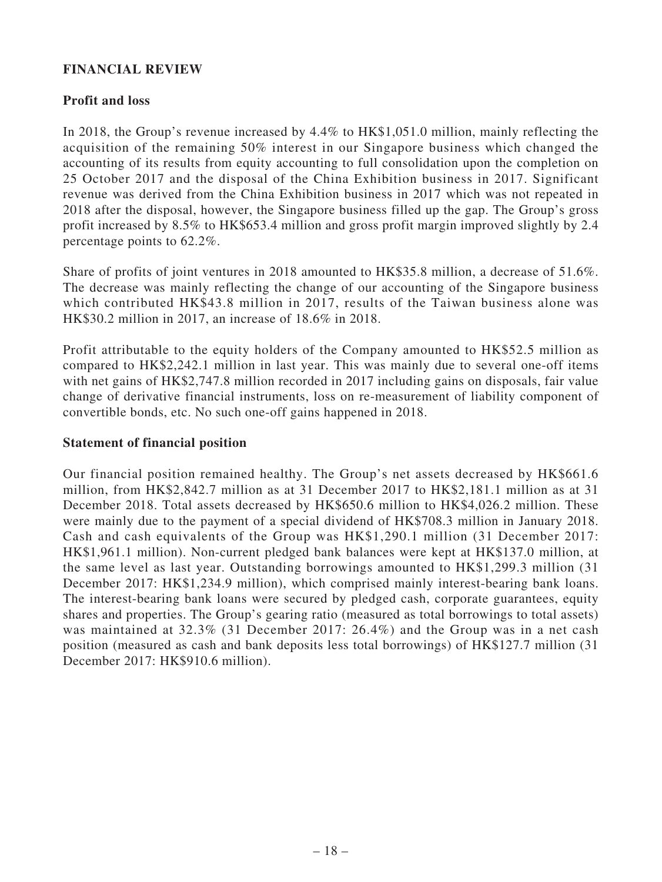## FINANCIAL REVIEW

### Profit and loss

In 2018, the Group's revenue increased by 4.4% to HK$1,051.0 million, mainly reflecting the acquisition of the remaining 50% interest in our Singapore business which changed the accounting of its results from equity accounting to full consolidation upon the completion on 25 October 2017 and the disposal of the China Exhibition business in 2017. Significant revenue was derived from the China Exhibition business in 2017 which was not repeated in 2018 after the disposal, however, the Singapore business filled up the gap. The Group's gross profit increased by 8.5% to HK$653.4 million and gross profit margin improved slightly by 2.4 percentage points to 62.2%.

Share of profits of joint ventures in 2018 amounted to HK$35.8 million, a decrease of 51.6%. The decrease was mainly reflecting the change of our accounting of the Singapore business which contributed HK$43.8 million in 2017, results of the Taiwan business alone was HK$30.2 million in 2017, an increase of 18.6% in 2018.

Profit attributable to the equity holders of the Company amounted to HK$52.5 million as compared to HK$2,242.1 million in last year. This was mainly due to several one-off items with net gains of HK$2,747.8 million recorded in 2017 including gains on disposals, fair value change of derivative financial instruments, loss on re-measurement of liability component of convertible bonds, etc. No such one-off gains happened in 2018.

### Statement of financial position

Our financial position remained healthy. The Group's net assets decreased by HK$661.6 million, from HK$2,842.7 million as at 31 December 2017 to HK$2,181.1 million as at 31 December 2018. Total assets decreased by HK$650.6 million to HK$4,026.2 million. These were mainly due to the payment of a special dividend of HK$708.3 million in January 2018. Cash and cash equivalents of the Group was HK$1,290.1 million (31 December 2017: HK$1,961.1 million). Non-current pledged bank balances were kept at HK$137.0 million, at the same level as last year. Outstanding borrowings amounted to HK$1,299.3 million (31 December 2017: HK$1,234.9 million), which comprised mainly interest-bearing bank loans. The interest-bearing bank loans were secured by pledged cash, corporate guarantees, equity shares and properties. The Group's gearing ratio (measured as total borrowings to total assets) was maintained at 32.3% (31 December 2017: 26.4%) and the Group was in a net cash position (measured as cash and bank deposits less total borrowings) of HK$127.7 million (31 December 2017: HK$910.6 million).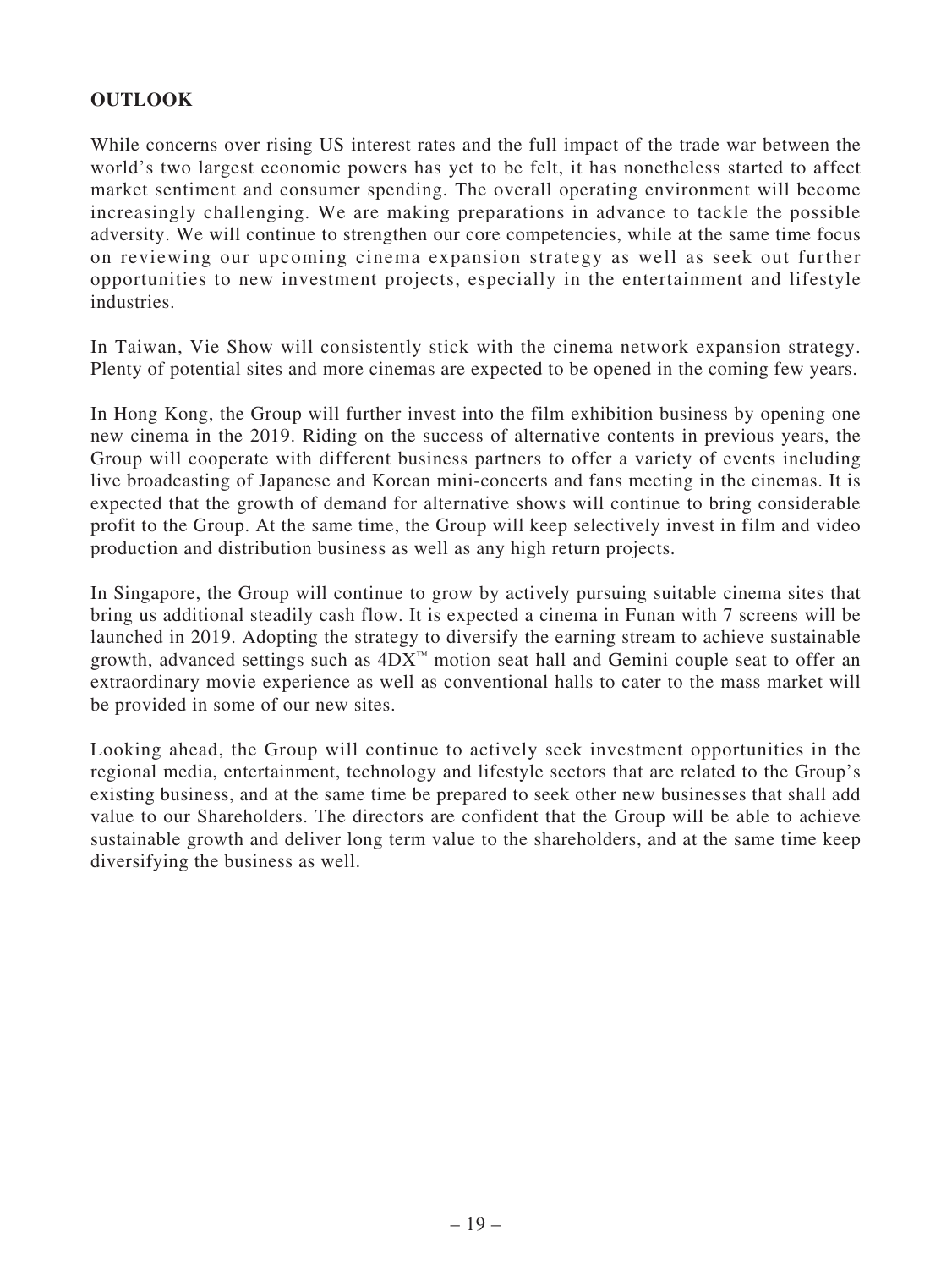## OUTLOOK

While concerns over rising US interest rates and the full impact of the trade war between the world's two largest economic powers has yet to be felt, it has nonetheless started to affect market sentiment and consumer spending. The overall operating environment will become increasingly challenging. We are making preparations in advance to tackle the possible adversity. We will continue to strengthen our core competencies, while at the same time focus on reviewing our upcoming cinema expansion strategy as well as seek out further opportunities to new investment projects, especially in the entertainment and lifestyle industries.

In Taiwan, Vie Show will consistently stick with the cinema network expansion strategy. Plenty of potential sites and more cinemas are expected to be opened in the coming few years.

In Hong Kong, the Group will further invest into the film exhibition business by opening one new cinema in the 2019. Riding on the success of alternative contents in previous years, the Group will cooperate with different business partners to offer a variety of events including live broadcasting of Japanese and Korean mini-concerts and fans meeting in the cinemas. It is expected that the growth of demand for alternative shows will continue to bring considerable profit to the Group. At the same time, the Group will keep selectively invest in film and video production and distribution business as well as any high return projects.

In Singapore, the Group will continue to grow by actively pursuing suitable cinema sites that bring us additional steadily cash flow. It is expected a cinema in Funan with 7 screens will be launched in 2019. Adopting the strategy to diversify the earning stream to achieve sustainable growth, advanced settings such as 4DX™ motion seat hall and Gemini couple seat to offer an extraordinary movie experience as well as conventional halls to cater to the mass market will be provided in some of our new sites.

Looking ahead, the Group will continue to actively seek investment opportunities in the regional media, entertainment, technology and lifestyle sectors that are related to the Group's existing business, and at the same time be prepared to seek other new businesses that shall add value to our Shareholders. The directors are confident that the Group will be able to achieve sustainable growth and deliver long term value to the shareholders, and at the same time keep diversifying the business as well.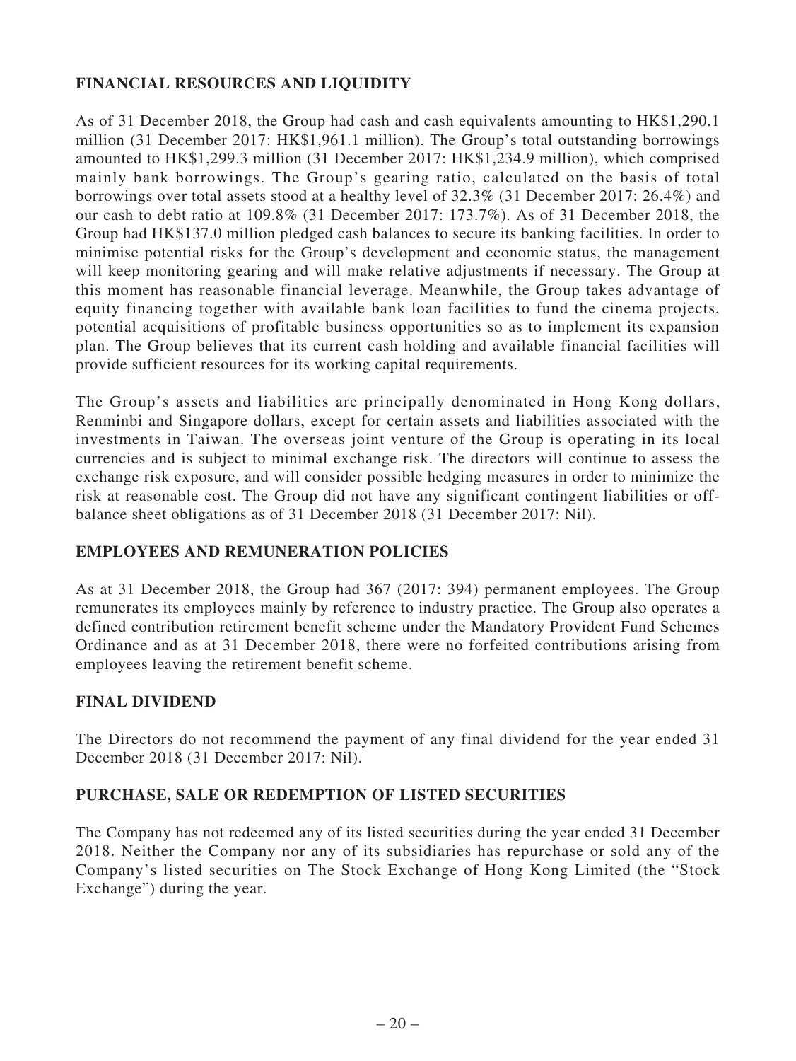## FINANCIAL RESOURCES AND LIQUIDITY

As of 31 December 2018, the Group had cash and cash equivalents amounting to HK$1,290.1 million (31 December 2017: HK$1,961.1 million). The Group's total outstanding borrowings amounted to HK$1,299.3 million (31 December 2017: HK$1,234.9 million), which comprised mainly bank borrowings. The Group's gearing ratio, calculated on the basis of total borrowings over total assets stood at a healthy level of 32.3% (31 December 2017: 26.4%) and our cash to debt ratio at 109.8% (31 December 2017: 173.7%). As of 31 December 2018, the Group had HK$137.0 million pledged cash balances to secure its banking facilities. In order to minimise potential risks for the Group's development and economic status, the management will keep monitoring gearing and will make relative adjustments if necessary. The Group at this moment has reasonable financial leverage. Meanwhile, the Group takes advantage of equity financing together with available bank loan facilities to fund the cinema projects, potential acquisitions of profitable business opportunities so as to implement its expansion plan. The Group believes that its current cash holding and available financial facilities will provide sufficient resources for its working capital requirements.

The Group's assets and liabilities are principally denominated in Hong Kong dollars, Renminbi and Singapore dollars, except for certain assets and liabilities associated with the investments in Taiwan. The overseas joint venture of the Group is operating in its local currencies and is subject to minimal exchange risk. The directors will continue to assess the exchange risk exposure, and will consider possible hedging measures in order to minimize the risk at reasonable cost. The Group did not have any significant contingent liabilities or off-balance sheet obligations as of 31 December 2018 (31 December 2017: Nil).

## EMPLOYEES AND REMUNERATION POLICIES

As at 31 December 2018, the Group had 367 (2017: 394) permanent employees. The Group remunerates its employees mainly by reference to industry practice. The Group also operates a defined contribution retirement benefit scheme under the Mandatory Provident Fund Schemes Ordinance and as at 31 December 2018, there were no forfeited contributions arising from employees leaving the retirement benefit scheme.

## FINAL DIVIDEND

The Directors do not recommend the payment of any final dividend for the year ended 31 December 2018 (31 December 2017: Nil).

## PURCHASE, SALE OR REDEMPTION OF LISTED SECURITIES

The Company has not redeemed any of its listed securities during the year ended 31 December 2018. Neither the Company nor any of its subsidiaries has repurchase or sold any of the Company's listed securities on The Stock Exchange of Hong Kong Limited (the "Stock Exchange") during the year.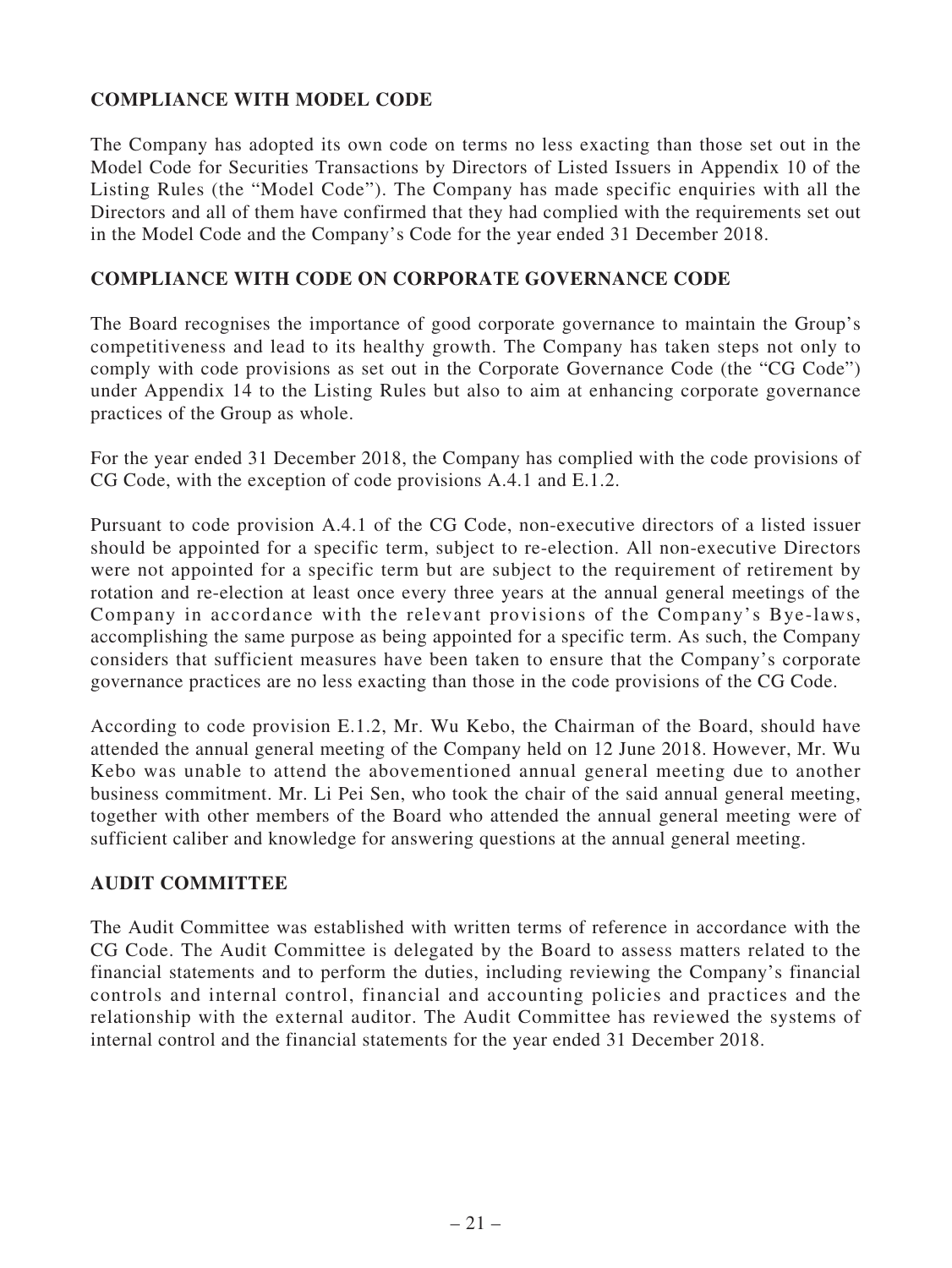## COMPLIANCE WITH MODEL CODE

The Company has adopted its own code on terms no less exacting than those set out in the Model Code for Securities Transactions by Directors of Listed Issuers in Appendix 10 of the Listing Rules (the "Model Code"). The Company has made specific enquiries with all the Directors and all of them have confirmed that they had complied with the requirements set out in the Model Code and the Company's Code for the year ended 31 December 2018.

## COMPLIANCE WITH CODE ON CORPORATE GOVERNANCE CODE

The Board recognises the importance of good corporate governance to maintain the Group's competitiveness and lead to its healthy growth. The Company has taken steps not only to comply with code provisions as set out in the Corporate Governance Code (the "CG Code") under Appendix 14 to the Listing Rules but also to aim at enhancing corporate governance practices of the Group as whole.

For the year ended 31 December 2018, the Company has complied with the code provisions of CG Code, with the exception of code provisions A.4.1 and E.1.2.

Pursuant to code provision A.4.1 of the CG Code, non-executive directors of a listed issuer should be appointed for a specific term, subject to re-election. All non-executive Directors were not appointed for a specific term but are subject to the requirement of retirement by rotation and re-election at least once every three years at the annual general meetings of the Company in accordance with the relevant provisions of the Company's Bye-laws, accomplishing the same purpose as being appointed for a specific term. As such, the Company considers that sufficient measures have been taken to ensure that the Company's corporate governance practices are no less exacting than those in the code provisions of the CG Code.

According to code provision E.1.2, Mr. Wu Kebo, the Chairman of the Board, should have attended the annual general meeting of the Company held on 12 June 2018. However, Mr. Wu Kebo was unable to attend the abovementioned annual general meeting due to another business commitment. Mr. Li Pei Sen, who took the chair of the said annual general meeting, together with other members of the Board who attended the annual general meeting were of sufficient caliber and knowledge for answering questions at the annual general meeting.

## AUDIT COMMITTEE

The Audit Committee was established with written terms of reference in accordance with the CG Code. The Audit Committee is delegated by the Board to assess matters related to the financial statements and to perform the duties, including reviewing the Company's financial controls and internal control, financial and accounting policies and practices and the relationship with the external auditor. The Audit Committee has reviewed the systems of internal control and the financial statements for the year ended 31 December 2018.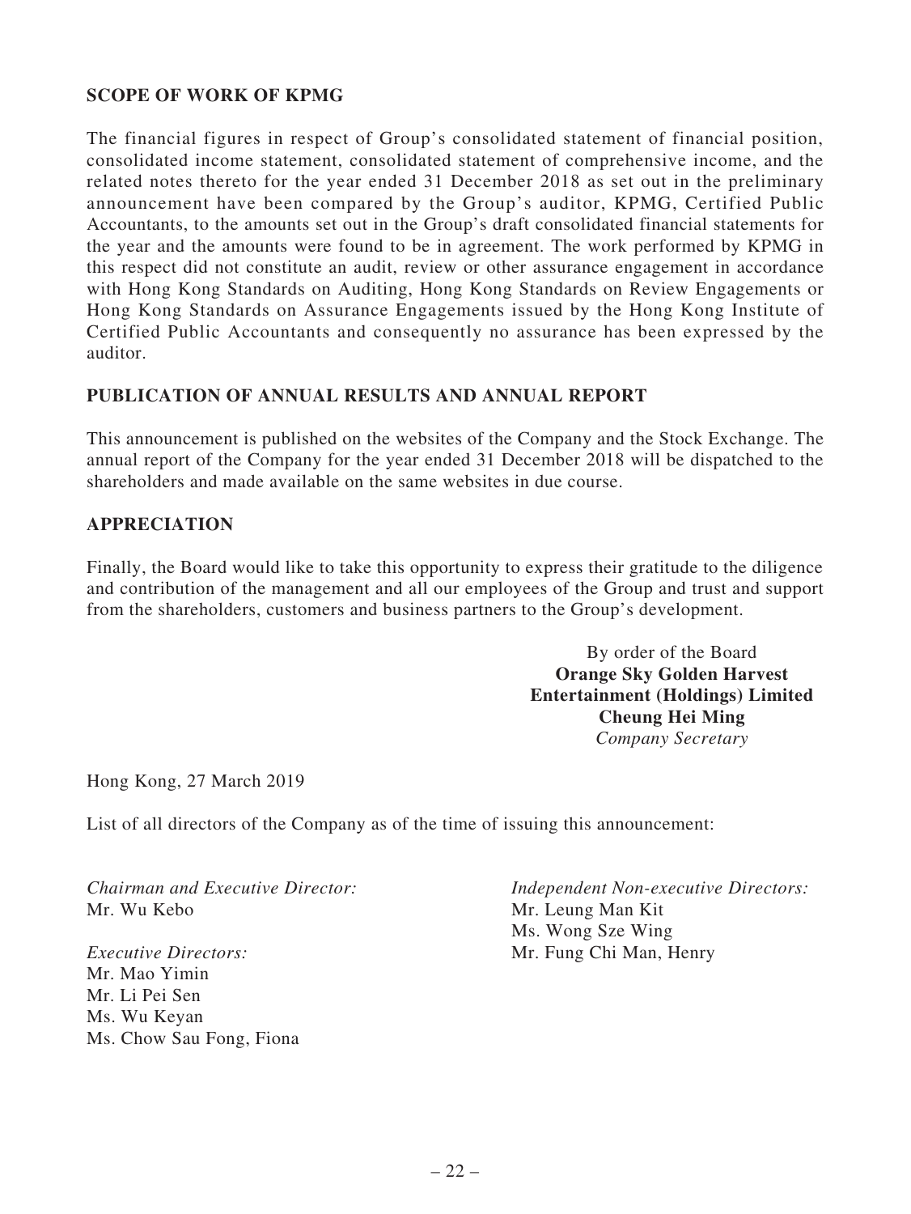## SCOPE OF WORK OF KPMG

The financial figures in respect of Group's consolidated statement of financial position, consolidated income statement, consolidated statement of comprehensive income, and the related notes thereto for the year ended 31 December 2018 as set out in the preliminary announcement have been compared by the Group's auditor, KPMG, Certified Public Accountants, to the amounts set out in the Group's draft consolidated financial statements for the year and the amounts were found to be in agreement. The work performed by KPMG in this respect did not constitute an audit, review or other assurance engagement in accordance with Hong Kong Standards on Auditing, Hong Kong Standards on Review Engagements or Hong Kong Standards on Assurance Engagements issued by the Hong Kong Institute of Certified Public Accountants and consequently no assurance has been expressed by the auditor.

## PUBLICATION OF ANNUAL RESULTS AND ANNUAL REPORT

This announcement is published on the websites of the Company and the Stock Exchange. The annual report of the Company for the year ended 31 December 2018 will be dispatched to the shareholders and made available on the same websites in due course.

## APPRECIATION

Finally, the Board would like to take this opportunity to express their gratitude to the diligence and contribution of the management and all our employees of the Group and trust and support from the shareholders, customers and business partners to the Group's development.

By order of the Board
**Orange Sky Golden Harvest Entertainment (Holdings) Limited**
**Cheung Hei Ming**
*Company Secretary*

Hong Kong, 27 March 2019

List of all directors of the Company as of the time of issuing this announcement:

*Chairman and Executive Director:*
Mr. Wu Kebo

*Executive Directors:*
Mr. Mao Yimin
Mr. Li Pei Sen
Ms. Wu Keyan
Ms. Chow Sau Fong, Fiona

*Independent Non-executive Directors:*
Mr. Leung Man Kit
Ms. Wong Sze Wing
Mr. Fung Chi Man, Henry